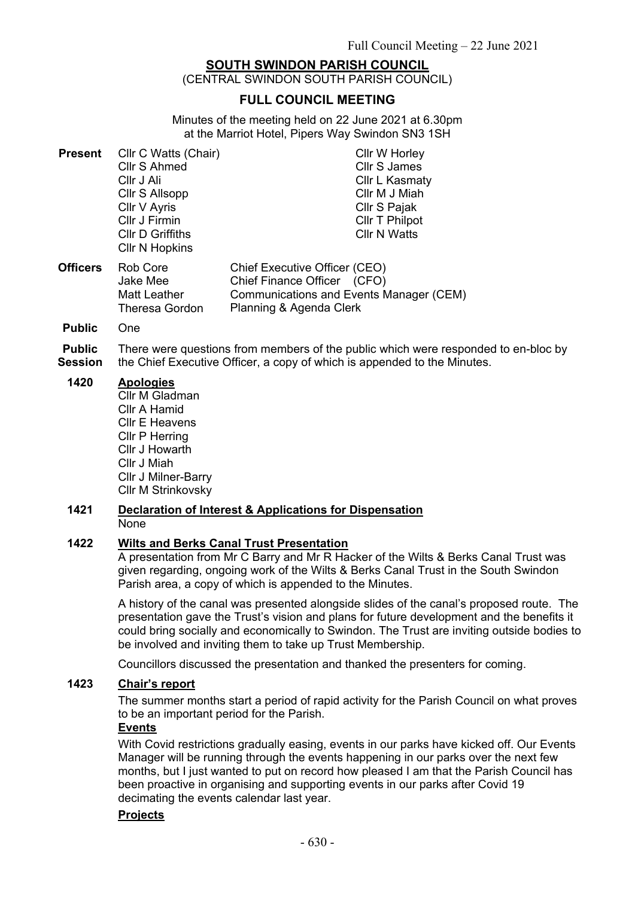# SOUTH SWINDON PARISH COUNCIL

(CENTRAL SWINDON SOUTH PARISH COUNCIL)

## FULL COUNCIL MEETING

Minutes of the meeting held on 22 June 2021 at 6.30pm
at the Marriot Hotel, Pipers Way Swindon SN3 1SH

**Present**
Cllr C Watts (Chair)
Cllr S Ahmed
Cllr J Ali
Cllr S Allsopp
Cllr V Ayris
Cllr J Firmin
Cllr D Griffiths
Cllr N Hopkins
Cllr W Horley
Cllr S James
Cllr L Kasmaty
Cllr M J Miah
Cllr S Pajak
Cllr T Philpot
Cllr N Watts

**Officers**

| | | |
|---|---|---|
| Rob Core | Chief Executive Officer (CEO) |
| Jake Mee | Chief Finance Officer (CFO) |
| Matt Leather | Communications and Events Manager (CEM) |
| Theresa Gordon | Planning & Agenda Clerk |

**Public** One

**Public Session** There were questions from members of the public which were responded to en-bloc by the Chief Executive Officer, a copy of which is appended to the Minutes.

**1420 Apologies**

Cllr M Gladman
Cllr A Hamid
Cllr E Heavens
Cllr P Herring
Cllr J Howarth
Cllr J Miah
Cllr J Milner-Barry
Cllr M Strinkovsky

**1421 Declaration of Interest & Applications for Dispensation**

None

**1422 Wilts and Berks Canal Trust Presentation**

A presentation from Mr C Barry and Mr R Hacker of the Wilts & Berks Canal Trust was given regarding, ongoing work of the Wilts & Berks Canal Trust in the South Swindon Parish area, a copy of which is appended to the Minutes.

A history of the canal was presented alongside slides of the canal's proposed route. The presentation gave the Trust's vision and plans for future development and the benefits it could bring socially and economically to Swindon. The Trust are inviting outside bodies to be involved and inviting them to take up Trust Membership.

Councillors discussed the presentation and thanked the presenters for coming.

**1423 Chair's report**

The summer months start a period of rapid activity for the Parish Council on what proves to be an important period for the Parish.

**Events**

With Covid restrictions gradually easing, events in our parks have kicked off. Our Events Manager will be running through the events happening in our parks over the next few months, but I just wanted to put on record how pleased I am that the Parish Council has been proactive in organising and supporting events in our parks after Covid 19 decimating the events calendar last year.

**Projects**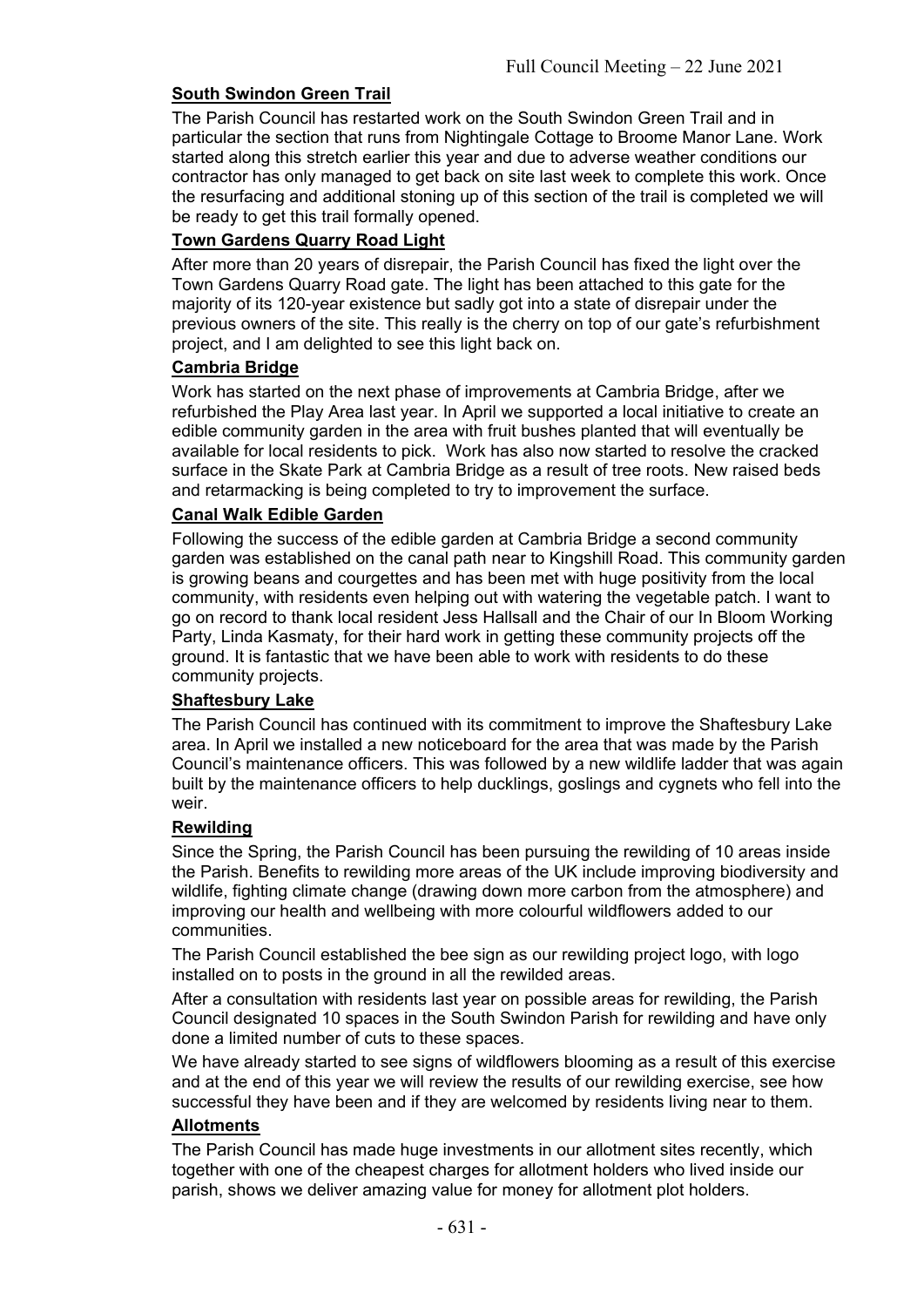**South Swindon Green Trail**

The Parish Council has restarted work on the South Swindon Green Trail and in particular the section that runs from Nightingale Cottage to Broome Manor Lane. Work started along this stretch earlier this year and due to adverse weather conditions our contractor has only managed to get back on site last week to complete this work. Once the resurfacing and additional stoning up of this section of the trail is completed we will be ready to get this trail formally opened.

**Town Gardens Quarry Road Light**

After more than 20 years of disrepair, the Parish Council has fixed the light over the Town Gardens Quarry Road gate. The light has been attached to this gate for the majority of its 120-year existence but sadly got into a state of disrepair under the previous owners of the site. This really is the cherry on top of our gate's refurbishment project, and I am delighted to see this light back on.

**Cambria Bridge**

Work has started on the next phase of improvements at Cambria Bridge, after we refurbished the Play Area last year. In April we supported a local initiative to create an edible community garden in the area with fruit bushes planted that will eventually be available for local residents to pick. Work has also now started to resolve the cracked surface in the Skate Park at Cambria Bridge as a result of tree roots. New raised beds and retarmacking is being completed to try to improvement the surface.

**Canal Walk Edible Garden**

Following the success of the edible garden at Cambria Bridge a second community garden was established on the canal path near to Kingshill Road. This community garden is growing beans and courgettes and has been met with huge positivity from the local community, with residents even helping out with watering the vegetable patch. I want to go on record to thank local resident Jess Hallsall and the Chair of our In Bloom Working Party, Linda Kasmaty, for their hard work in getting these community projects off the ground. It is fantastic that we have been able to work with residents to do these community projects.

**Shaftesbury Lake**

The Parish Council has continued with its commitment to improve the Shaftesbury Lake area. In April we installed a new noticeboard for the area that was made by the Parish Council's maintenance officers. This was followed by a new wildlife ladder that was again built by the maintenance officers to help ducklings, goslings and cygnets who fell into the weir.

**Rewilding**

Since the Spring, the Parish Council has been pursuing the rewilding of 10 areas inside the Parish. Benefits to rewilding more areas of the UK include improving biodiversity and wildlife, fighting climate change (drawing down more carbon from the atmosphere) and improving our health and wellbeing with more colourful wildflowers added to our communities.

The Parish Council established the bee sign as our rewilding project logo, with logo installed on to posts in the ground in all the rewilded areas.

After a consultation with residents last year on possible areas for rewilding, the Parish Council designated 10 spaces in the South Swindon Parish for rewilding and have only done a limited number of cuts to these spaces.

We have already started to see signs of wildflowers blooming as a result of this exercise and at the end of this year we will review the results of our rewilding exercise, see how successful they have been and if they are welcomed by residents living near to them.

**Allotments**

The Parish Council has made huge investments in our allotment sites recently, which together with one of the cheapest charges for allotment holders who lived inside our parish, shows we deliver amazing value for money for allotment plot holders.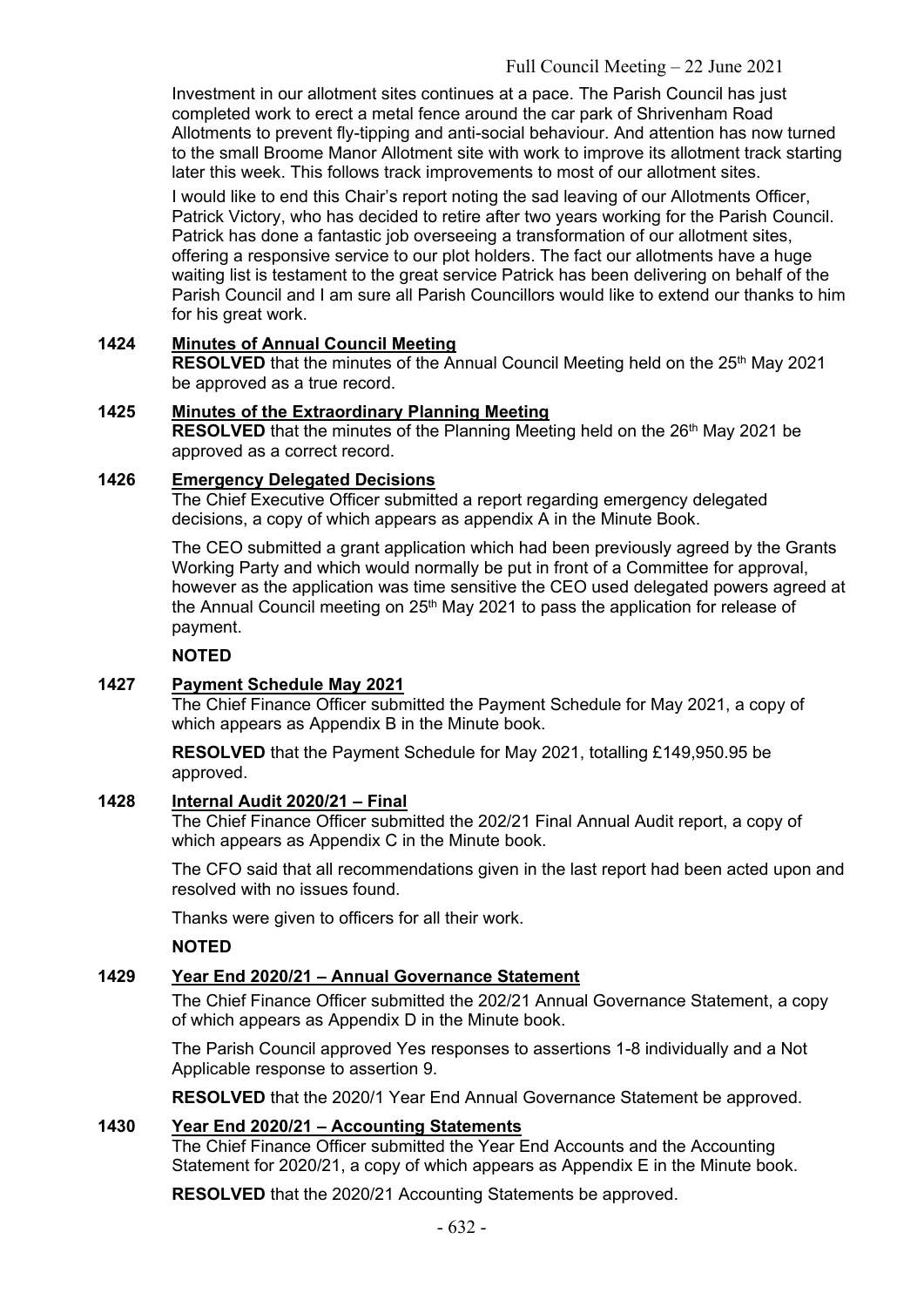Investment in our allotment sites continues at a pace. The Parish Council has just completed work to erect a metal fence around the car park of Shrivenham Road Allotments to prevent fly-tipping and anti-social behaviour. And attention has now turned to the small Broome Manor Allotment site with work to improve its allotment track starting later this week. This follows track improvements to most of our allotment sites.

I would like to end this Chair's report noting the sad leaving of our Allotments Officer, Patrick Victory, who has decided to retire after two years working for the Parish Council. Patrick has done a fantastic job overseeing a transformation of our allotment sites, offering a responsive service to our plot holders. The fact our allotments have a huge waiting list is testament to the great service Patrick has been delivering on behalf of the Parish Council and I am sure all Parish Councillors would like to extend our thanks to him for his great work.

**1424 Minutes of Annual Council Meeting**

**RESOLVED** that the minutes of the Annual Council Meeting held on the 25th May 2021 be approved as a true record.

**1425 Minutes of the Extraordinary Planning Meeting**

**RESOLVED** that the minutes of the Planning Meeting held on the 26th May 2021 be approved as a correct record.

**1426 Emergency Delegated Decisions**

The Chief Executive Officer submitted a report regarding emergency delegated decisions, a copy of which appears as appendix A in the Minute Book.

The CEO submitted a grant application which had been previously agreed by the Grants Working Party and which would normally be put in front of a Committee for approval, however as the application was time sensitive the CEO used delegated powers agreed at the Annual Council meeting on 25th May 2021 to pass the application for release of payment.

**NOTED**

**1427 Payment Schedule May 2021**

The Chief Finance Officer submitted the Payment Schedule for May 2021, a copy of which appears as Appendix B in the Minute book.

**RESOLVED** that the Payment Schedule for May 2021, totalling £149,950.95 be approved.

**1428 Internal Audit 2020/21 – Final**

The Chief Finance Officer submitted the 202/21 Final Annual Audit report, a copy of which appears as Appendix C in the Minute book.

The CFO said that all recommendations given in the last report had been acted upon and resolved with no issues found.

Thanks were given to officers for all their work.

**NOTED**

**1429 Year End 2020/21 – Annual Governance Statement**

The Chief Finance Officer submitted the 202/21 Annual Governance Statement, a copy of which appears as Appendix D in the Minute book.

The Parish Council approved Yes responses to assertions 1-8 individually and a Not Applicable response to assertion 9.

**RESOLVED** that the 2020/1 Year End Annual Governance Statement be approved.

**1430 Year End 2020/21 – Accounting Statements**

The Chief Finance Officer submitted the Year End Accounts and the Accounting Statement for 2020/21, a copy of which appears as Appendix E in the Minute book.

**RESOLVED** that the 2020/21 Accounting Statements be approved.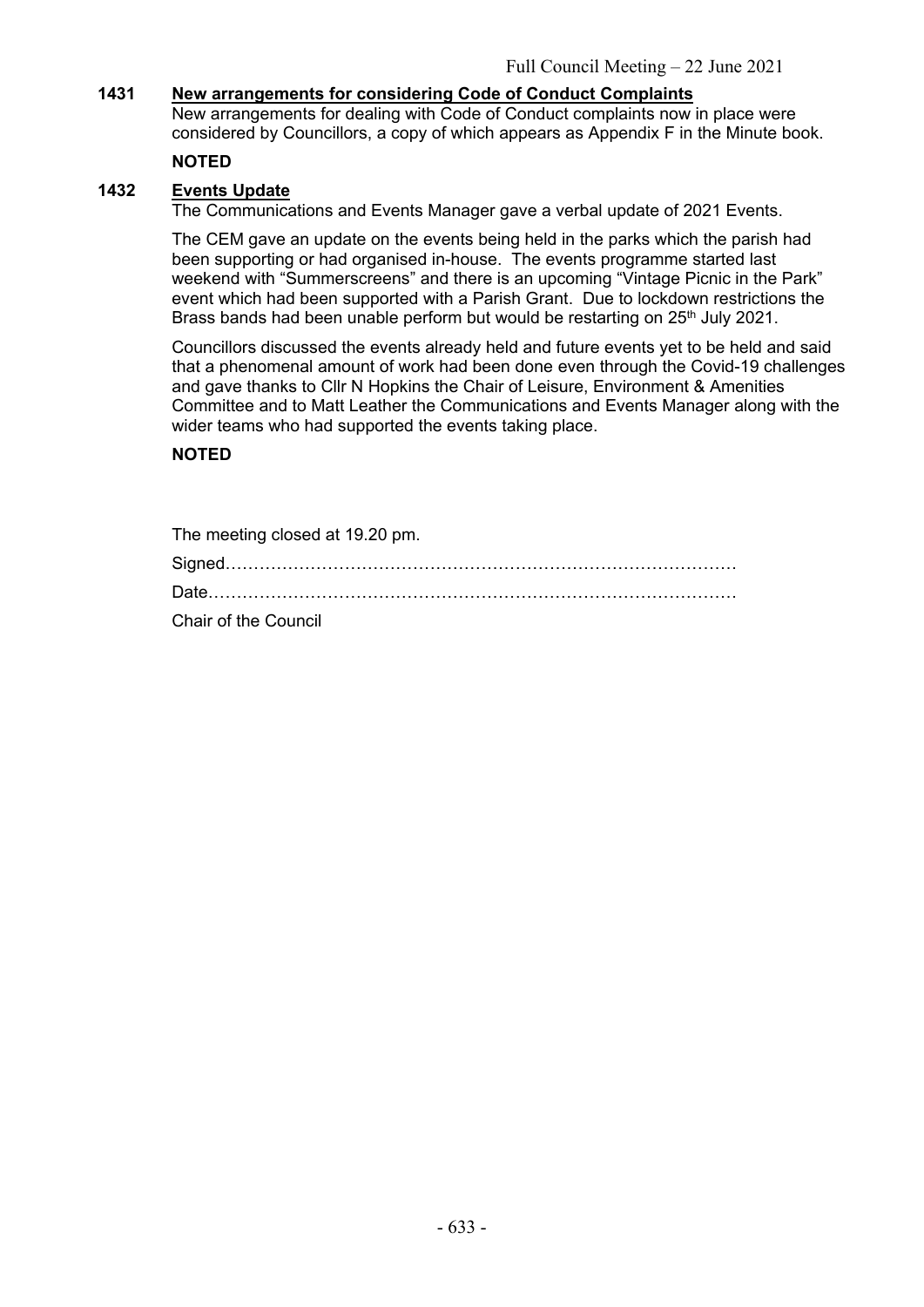### 1431 New arrangements for considering Code of Conduct Complaints

New arrangements for dealing with Code of Conduct complaints now in place were considered by Councillors, a copy of which appears as Appendix F in the Minute book.

**NOTED**

### 1432 Events Update

The Communications and Events Manager gave a verbal update of 2021 Events.

The CEM gave an update on the events being held in the parks which the parish had been supporting or had organised in-house. The events programme started last weekend with "Summerscreens" and there is an upcoming "Vintage Picnic in the Park" event which had been supported with a Parish Grant. Due to lockdown restrictions the Brass bands had been unable perform but would be restarting on 25th July 2021.

Councillors discussed the events already held and future events yet to be held and said that a phenomenal amount of work had been done even through the Covid-19 challenges and gave thanks to Cllr N Hopkins the Chair of Leisure, Environment & Amenities Committee and to Matt Leather the Communications and Events Manager along with the wider teams who had supported the events taking place.

**NOTED**

The meeting closed at 19.20 pm.

Signed………………………………………………………………………………

Date…………………………………………………………………………………

Chair of the Council